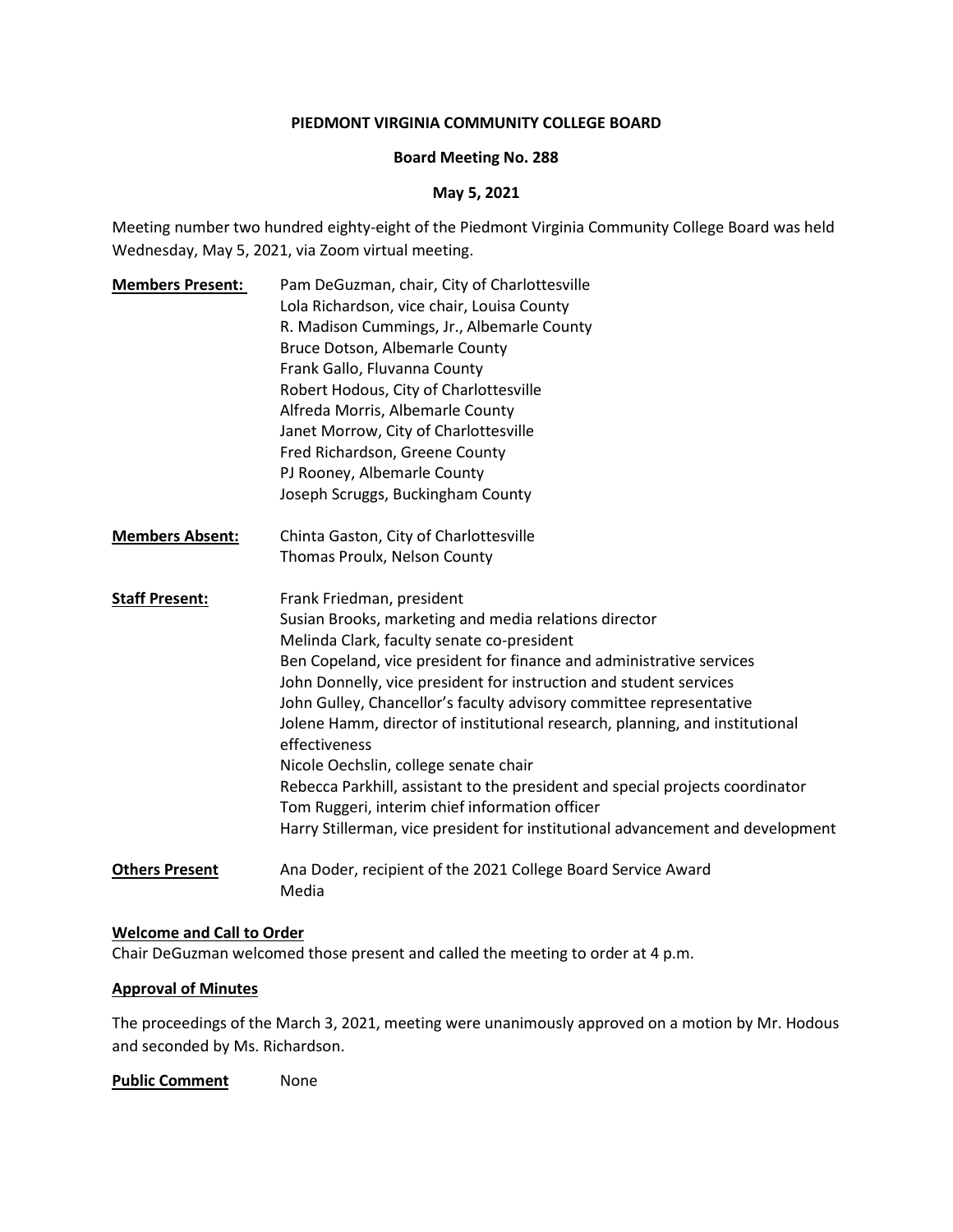**PIEDMONT VIRGINIA COMMUNITY COLLEGE BOARD**

**Board Meeting No. 288**

**May 5, 2021**

Meeting number two hundred eighty-eight of the Piedmont Virginia Community College Board was held Wednesday, May 5, 2021, via Zoom virtual meeting.

**Members Present:**
Pam DeGuzman, chair, City of Charlottesville
Lola Richardson, vice chair, Louisa County
R. Madison Cummings, Jr., Albemarle County
Bruce Dotson, Albemarle County
Frank Gallo, Fluvanna County
Robert Hodous, City of Charlottesville
Alfreda Morris, Albemarle County
Janet Morrow, City of Charlottesville
Fred Richardson, Greene County
PJ Rooney, Albemarle County
Joseph Scruggs, Buckingham County

**Members Absent:**
Chinta Gaston, City of Charlottesville
Thomas Proulx, Nelson County

**Staff Present:**
Frank Friedman, president
Susian Brooks, marketing and media relations director
Melinda Clark, faculty senate co-president
Ben Copeland, vice president for finance and administrative services
John Donnelly, vice president for instruction and student services
John Gulley, Chancellor's faculty advisory committee representative
Jolene Hamm, director of institutional research, planning, and institutional effectiveness
Nicole Oechslin, college senate chair
Rebecca Parkhill, assistant to the president and special projects coordinator
Tom Ruggeri, interim chief information officer
Harry Stillerman, vice president for institutional advancement and development

**Others Present**
Ana Doder, recipient of the 2021 College Board Service Award
Media

**Welcome and Call to Order**

Chair DeGuzman welcomed those present and called the meeting to order at 4 p.m.

**Approval of Minutes**

The proceedings of the March 3, 2021, meeting were unanimously approved on a motion by Mr. Hodous and seconded by Ms. Richardson.

**Public Comment** None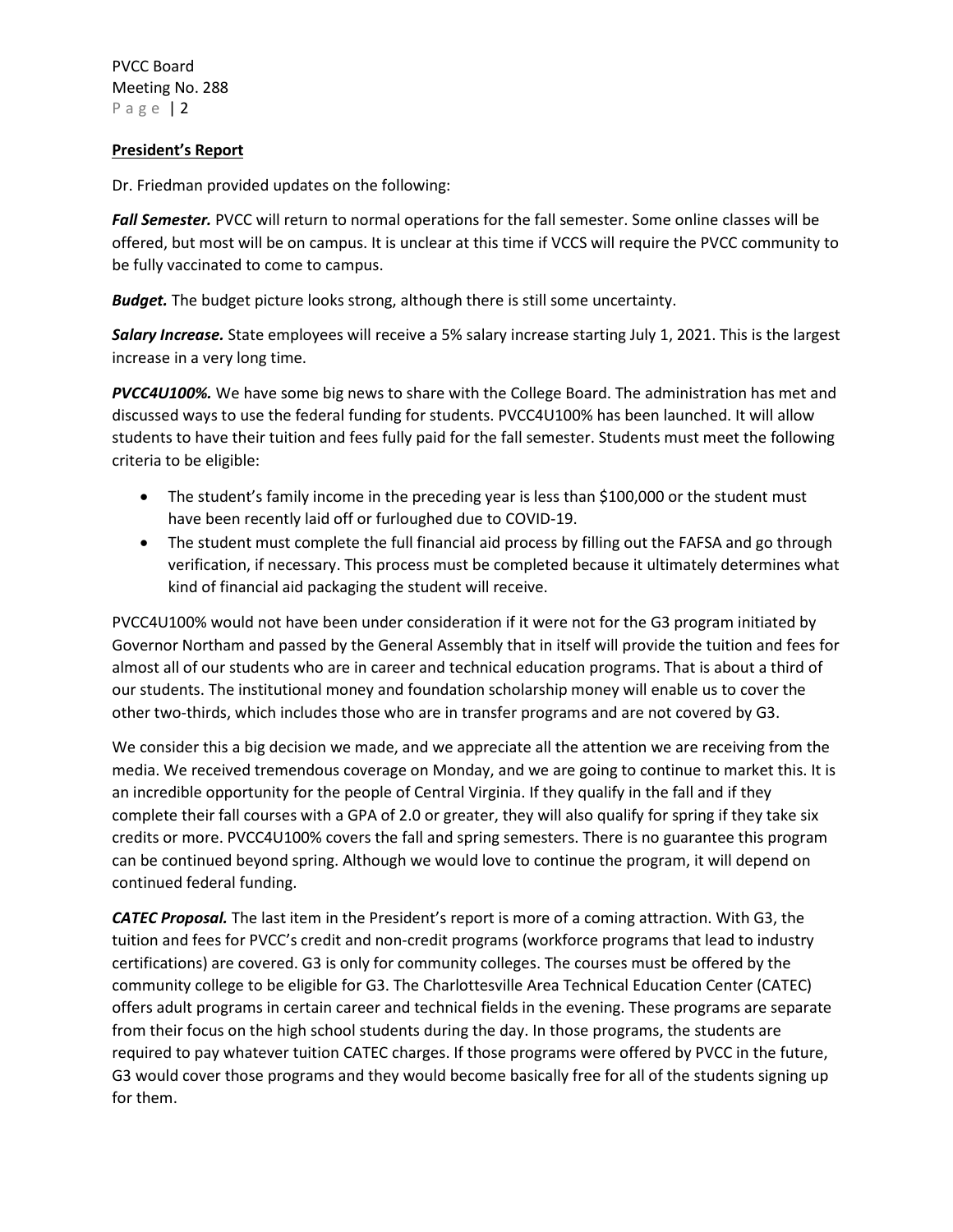## President's Report

Dr. Friedman provided updates on the following:

***Fall Semester.*** PVCC will return to normal operations for the fall semester. Some online classes will be offered, but most will be on campus. It is unclear at this time if VCCS will require the PVCC community to be fully vaccinated to come to campus.

***Budget.*** The budget picture looks strong, although there is still some uncertainty.

***Salary Increase.*** State employees will receive a 5% salary increase starting July 1, 2021. This is the largest increase in a very long time.

***PVCC4U100%.*** We have some big news to share with the College Board. The administration has met and discussed ways to use the federal funding for students. PVCC4U100% has been launched. It will allow students to have their tuition and fees fully paid for the fall semester. Students must meet the following criteria to be eligible:

- The student's family income in the preceding year is less than $100,000 or the student must have been recently laid off or furloughed due to COVID-19.
- The student must complete the full financial aid process by filling out the FAFSA and go through verification, if necessary. This process must be completed because it ultimately determines what kind of financial aid packaging the student will receive.

PVCC4U100% would not have been under consideration if it were not for the G3 program initiated by Governor Northam and passed by the General Assembly that in itself will provide the tuition and fees for almost all of our students who are in career and technical education programs. That is about a third of our students. The institutional money and foundation scholarship money will enable us to cover the other two-thirds, which includes those who are in transfer programs and are not covered by G3.

We consider this a big decision we made, and we appreciate all the attention we are receiving from the media. We received tremendous coverage on Monday, and we are going to continue to market this. It is an incredible opportunity for the people of Central Virginia. If they qualify in the fall and if they complete their fall courses with a GPA of 2.0 or greater, they will also qualify for spring if they take six credits or more. PVCC4U100% covers the fall and spring semesters. There is no guarantee this program can be continued beyond spring. Although we would love to continue the program, it will depend on continued federal funding.

***CATEC Proposal.*** The last item in the President's report is more of a coming attraction. With G3, the tuition and fees for PVCC's credit and non-credit programs (workforce programs that lead to industry certifications) are covered. G3 is only for community colleges. The courses must be offered by the community college to be eligible for G3. The Charlottesville Area Technical Education Center (CATEC) offers adult programs in certain career and technical fields in the evening. These programs are separate from their focus on the high school students during the day. In those programs, the students are required to pay whatever tuition CATEC charges. If those programs were offered by PVCC in the future, G3 would cover those programs and they would become basically free for all of the students signing up for them.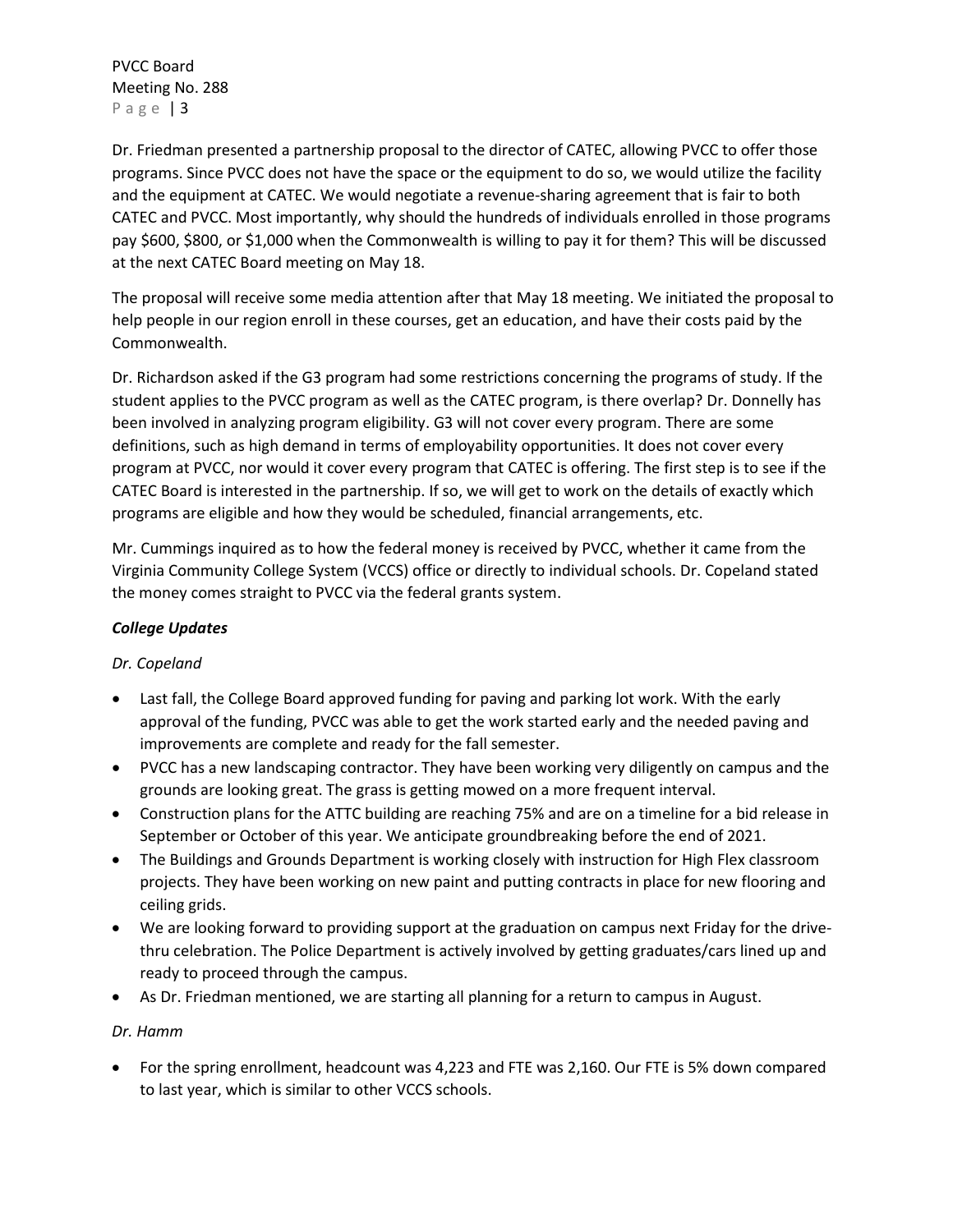Dr. Friedman presented a partnership proposal to the director of CATEC, allowing PVCC to offer those programs. Since PVCC does not have the space or the equipment to do so, we would utilize the facility and the equipment at CATEC. We would negotiate a revenue-sharing agreement that is fair to both CATEC and PVCC. Most importantly, why should the hundreds of individuals enrolled in those programs pay $600, $800, or $1,000 when the Commonwealth is willing to pay it for them? This will be discussed at the next CATEC Board meeting on May 18.

The proposal will receive some media attention after that May 18 meeting. We initiated the proposal to help people in our region enroll in these courses, get an education, and have their costs paid by the Commonwealth.

Dr. Richardson asked if the G3 program had some restrictions concerning the programs of study. If the student applies to the PVCC program as well as the CATEC program, is there overlap? Dr. Donnelly has been involved in analyzing program eligibility. G3 will not cover every program. There are some definitions, such as high demand in terms of employability opportunities. It does not cover every program at PVCC, nor would it cover every program that CATEC is offering. The first step is to see if the CATEC Board is interested in the partnership. If so, we will get to work on the details of exactly which programs are eligible and how they would be scheduled, financial arrangements, etc.

Mr. Cummings inquired as to how the federal money is received by PVCC, whether it came from the Virginia Community College System (VCCS) office or directly to individual schools. Dr. Copeland stated the money comes straight to PVCC via the federal grants system.

### ***College Updates***

*Dr. Copeland*

- Last fall, the College Board approved funding for paving and parking lot work. With the early approval of the funding, PVCC was able to get the work started early and the needed paving and improvements are complete and ready for the fall semester.
- PVCC has a new landscaping contractor. They have been working very diligently on campus and the grounds are looking great. The grass is getting mowed on a more frequent interval.
- Construction plans for the ATTC building are reaching 75% and are on a timeline for a bid release in September or October of this year. We anticipate groundbreaking before the end of 2021.
- The Buildings and Grounds Department is working closely with instruction for High Flex classroom projects. They have been working on new paint and putting contracts in place for new flooring and ceiling grids.
- We are looking forward to providing support at the graduation on campus next Friday for the drive-thru celebration. The Police Department is actively involved by getting graduates/cars lined up and ready to proceed through the campus.
- As Dr. Friedman mentioned, we are starting all planning for a return to campus in August.

*Dr. Hamm*

- For the spring enrollment, headcount was 4,223 and FTE was 2,160. Our FTE is 5% down compared to last year, which is similar to other VCCS schools.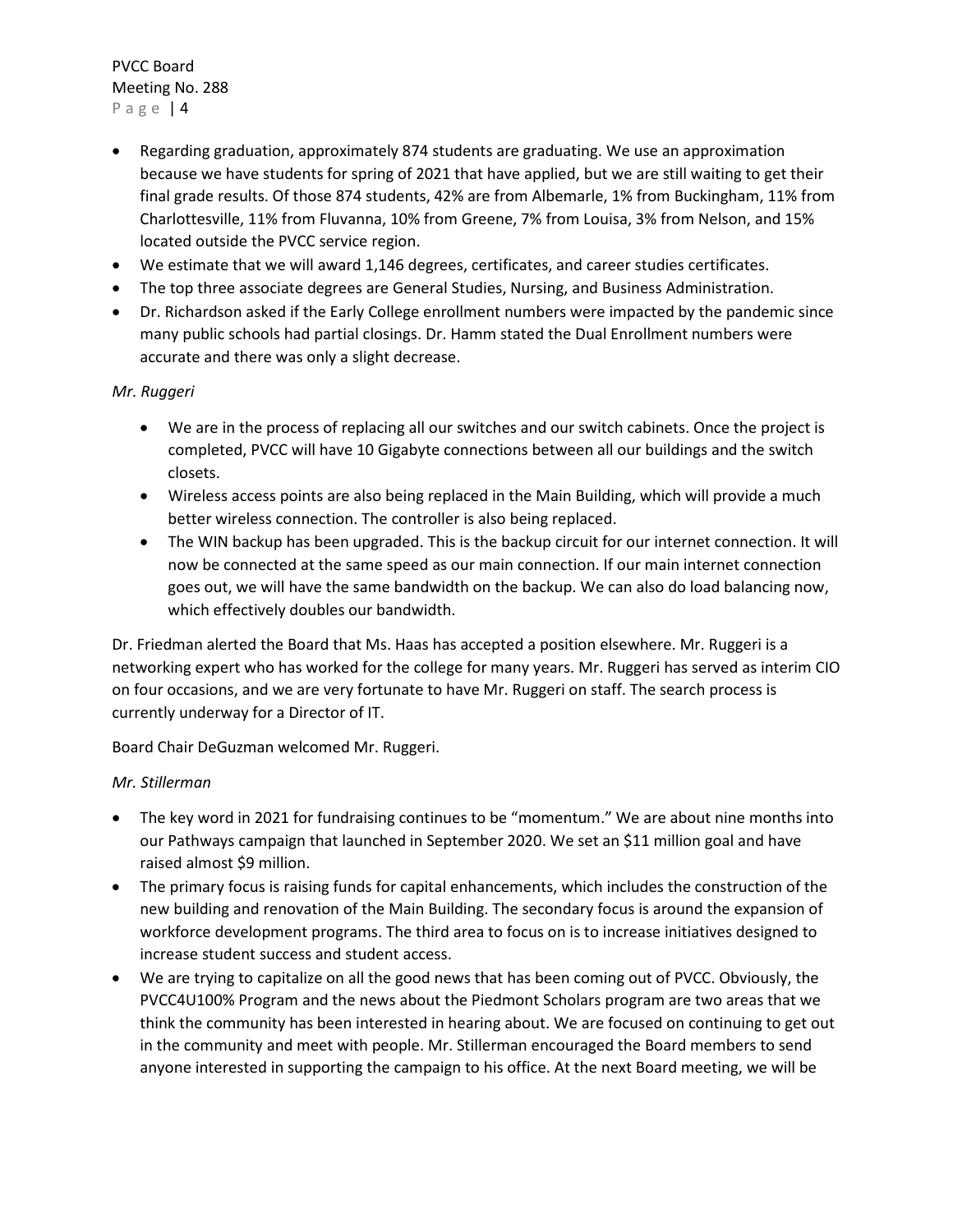- Regarding graduation, approximately 874 students are graduating. We use an approximation because we have students for spring of 2021 that have applied, but we are still waiting to get their final grade results. Of those 874 students, 42% are from Albemarle, 1% from Buckingham, 11% from Charlottesville, 11% from Fluvanna, 10% from Greene, 7% from Louisa, 3% from Nelson, and 15% located outside the PVCC service region.
- We estimate that we will award 1,146 degrees, certificates, and career studies certificates.
- The top three associate degrees are General Studies, Nursing, and Business Administration.
- Dr. Richardson asked if the Early College enrollment numbers were impacted by the pandemic since many public schools had partial closings. Dr. Hamm stated the Dual Enrollment numbers were accurate and there was only a slight decrease.

*Mr. Ruggeri*

- We are in the process of replacing all our switches and our switch cabinets. Once the project is completed, PVCC will have 10 Gigabyte connections between all our buildings and the switch closets.
- Wireless access points are also being replaced in the Main Building, which will provide a much better wireless connection. The controller is also being replaced.
- The WIN backup has been upgraded. This is the backup circuit for our internet connection. It will now be connected at the same speed as our main connection. If our main internet connection goes out, we will have the same bandwidth on the backup. We can also do load balancing now, which effectively doubles our bandwidth.

Dr. Friedman alerted the Board that Ms. Haas has accepted a position elsewhere. Mr. Ruggeri is a networking expert who has worked for the college for many years. Mr. Ruggeri has served as interim CIO on four occasions, and we are very fortunate to have Mr. Ruggeri on staff. The search process is currently underway for a Director of IT.

Board Chair DeGuzman welcomed Mr. Ruggeri.

*Mr. Stillerman*

- The key word in 2021 for fundraising continues to be "momentum." We are about nine months into our Pathways campaign that launched in September 2020. We set an $11 million goal and have raised almost $9 million.
- The primary focus is raising funds for capital enhancements, which includes the construction of the new building and renovation of the Main Building. The secondary focus is around the expansion of workforce development programs. The third area to focus on is to increase initiatives designed to increase student success and student access.
- We are trying to capitalize on all the good news that has been coming out of PVCC. Obviously, the PVCC4U100% Program and the news about the Piedmont Scholars program are two areas that we think the community has been interested in hearing about. We are focused on continuing to get out in the community and meet with people. Mr. Stillerman encouraged the Board members to send anyone interested in supporting the campaign to his office. At the next Board meeting, we will be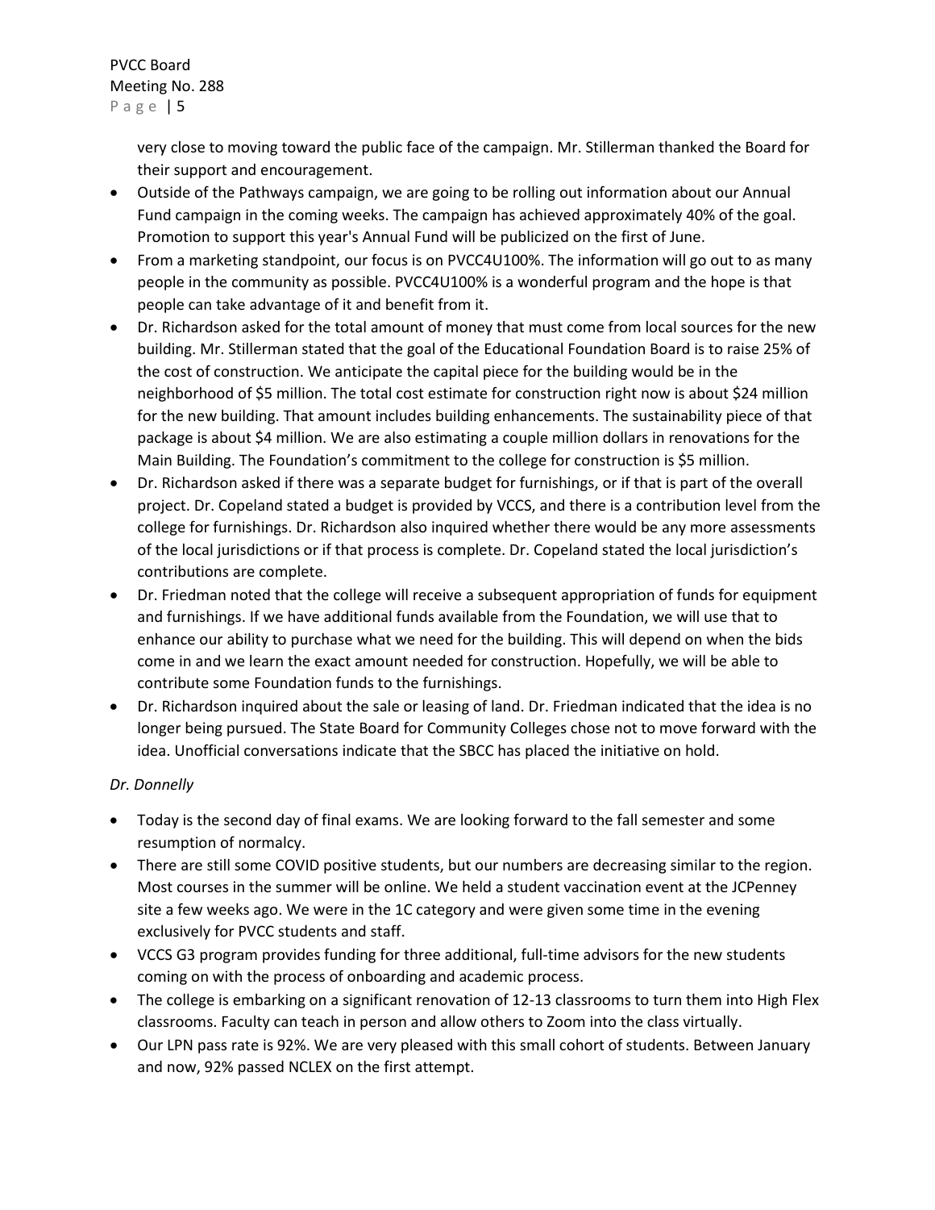very close to moving toward the public face of the campaign. Mr. Stillerman thanked the Board for their support and encouragement.

- Outside of the Pathways campaign, we are going to be rolling out information about our Annual Fund campaign in the coming weeks. The campaign has achieved approximately 40% of the goal. Promotion to support this year's Annual Fund will be publicized on the first of June.
- From a marketing standpoint, our focus is on PVCC4U100%. The information will go out to as many people in the community as possible. PVCC4U100% is a wonderful program and the hope is that people can take advantage of it and benefit from it.
- Dr. Richardson asked for the total amount of money that must come from local sources for the new building. Mr. Stillerman stated that the goal of the Educational Foundation Board is to raise 25% of the cost of construction. We anticipate the capital piece for the building would be in the neighborhood of $5 million. The total cost estimate for construction right now is about $24 million for the new building. That amount includes building enhancements. The sustainability piece of that package is about $4 million. We are also estimating a couple million dollars in renovations for the Main Building. The Foundation's commitment to the college for construction is $5 million.
- Dr. Richardson asked if there was a separate budget for furnishings, or if that is part of the overall project. Dr. Copeland stated a budget is provided by VCCS, and there is a contribution level from the college for furnishings. Dr. Richardson also inquired whether there would be any more assessments of the local jurisdictions or if that process is complete. Dr. Copeland stated the local jurisdiction's contributions are complete.
- Dr. Friedman noted that the college will receive a subsequent appropriation of funds for equipment and furnishings. If we have additional funds available from the Foundation, we will use that to enhance our ability to purchase what we need for the building. This will depend on when the bids come in and we learn the exact amount needed for construction. Hopefully, we will be able to contribute some Foundation funds to the furnishings.
- Dr. Richardson inquired about the sale or leasing of land. Dr. Friedman indicated that the idea is no longer being pursued. The State Board for Community Colleges chose not to move forward with the idea. Unofficial conversations indicate that the SBCC has placed the initiative on hold.

*Dr. Donnelly*

- Today is the second day of final exams. We are looking forward to the fall semester and some resumption of normalcy.
- There are still some COVID positive students, but our numbers are decreasing similar to the region. Most courses in the summer will be online. We held a student vaccination event at the JCPenney site a few weeks ago. We were in the 1C category and were given some time in the evening exclusively for PVCC students and staff.
- VCCS G3 program provides funding for three additional, full-time advisors for the new students coming on with the process of onboarding and academic process.
- The college is embarking on a significant renovation of 12-13 classrooms to turn them into High Flex classrooms. Faculty can teach in person and allow others to Zoom into the class virtually.
- Our LPN pass rate is 92%. We are very pleased with this small cohort of students. Between January and now, 92% passed NCLEX on the first attempt.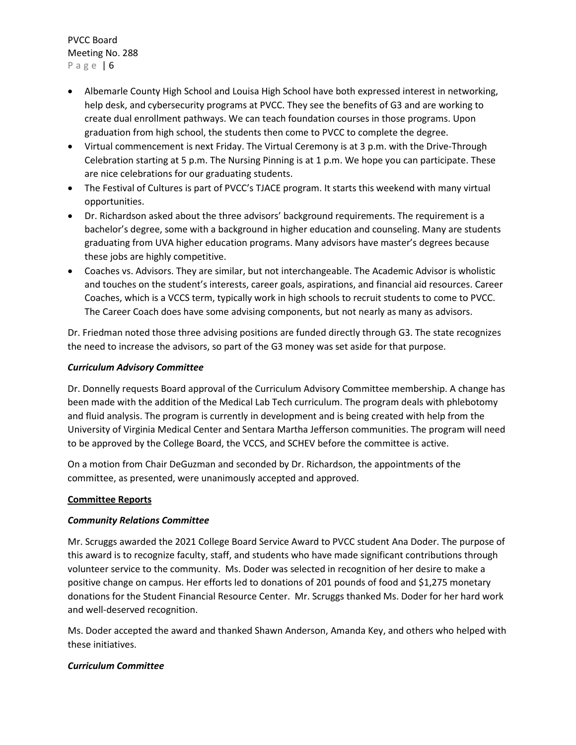- Albemarle County High School and Louisa High School have both expressed interest in networking, help desk, and cybersecurity programs at PVCC. They see the benefits of G3 and are working to create dual enrollment pathways. We can teach foundation courses in those programs. Upon graduation from high school, the students then come to PVCC to complete the degree.
- Virtual commencement is next Friday. The Virtual Ceremony is at 3 p.m. with the Drive-Through Celebration starting at 5 p.m. The Nursing Pinning is at 1 p.m. We hope you can participate. These are nice celebrations for our graduating students.
- The Festival of Cultures is part of PVCC's TJACE program. It starts this weekend with many virtual opportunities.
- Dr. Richardson asked about the three advisors' background requirements. The requirement is a bachelor's degree, some with a background in higher education and counseling. Many are students graduating from UVA higher education programs. Many advisors have master's degrees because these jobs are highly competitive.
- Coaches vs. Advisors. They are similar, but not interchangeable. The Academic Advisor is wholistic and touches on the student's interests, career goals, aspirations, and financial aid resources. Career Coaches, which is a VCCS term, typically work in high schools to recruit students to come to PVCC. The Career Coach does have some advising components, but not nearly as many as advisors.

Dr. Friedman noted those three advising positions are funded directly through G3. The state recognizes the need to increase the advisors, so part of the G3 money was set aside for that purpose.

***Curriculum Advisory Committee***

Dr. Donnelly requests Board approval of the Curriculum Advisory Committee membership. A change has been made with the addition of the Medical Lab Tech curriculum. The program deals with phlebotomy and fluid analysis. The program is currently in development and is being created with help from the University of Virginia Medical Center and Sentara Martha Jefferson communities. The program will need to be approved by the College Board, the VCCS, and SCHEV before the committee is active.

On a motion from Chair DeGuzman and seconded by Dr. Richardson, the appointments of the committee, as presented, were unanimously accepted and approved.

**Committee Reports**

***Community Relations Committee***

Mr. Scruggs awarded the 2021 College Board Service Award to PVCC student Ana Doder. The purpose of this award is to recognize faculty, staff, and students who have made significant contributions through volunteer service to the community. Ms. Doder was selected in recognition of her desire to make a positive change on campus. Her efforts led to donations of 201 pounds of food and $1,275 monetary donations for the Student Financial Resource Center. Mr. Scruggs thanked Ms. Doder for her hard work and well-deserved recognition.

Ms. Doder accepted the award and thanked Shawn Anderson, Amanda Key, and others who helped with these initiatives.

***Curriculum Committee***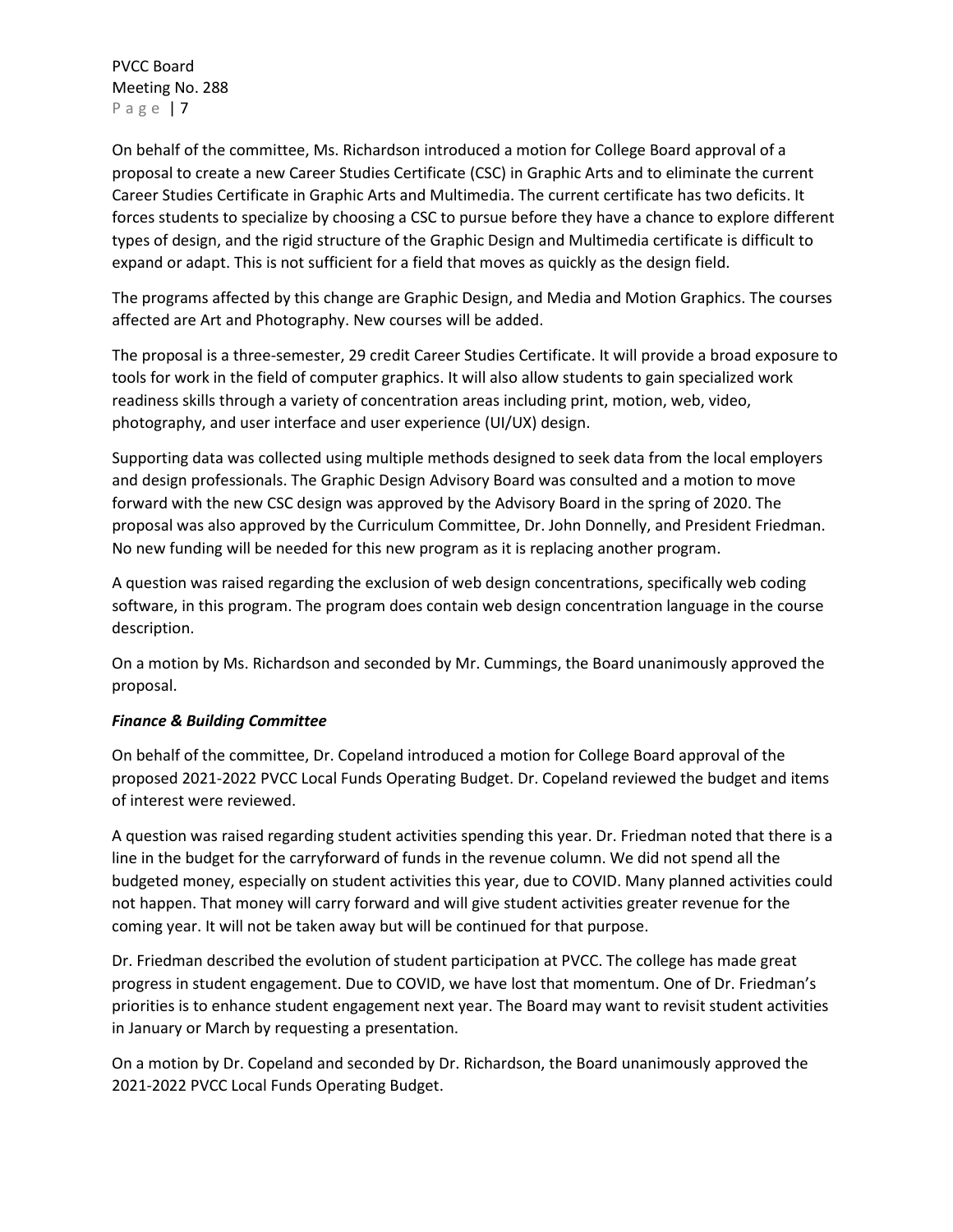On behalf of the committee, Ms. Richardson introduced a motion for College Board approval of a proposal to create a new Career Studies Certificate (CSC) in Graphic Arts and to eliminate the current Career Studies Certificate in Graphic Arts and Multimedia. The current certificate has two deficits. It forces students to specialize by choosing a CSC to pursue before they have a chance to explore different types of design, and the rigid structure of the Graphic Design and Multimedia certificate is difficult to expand or adapt. This is not sufficient for a field that moves as quickly as the design field.

The programs affected by this change are Graphic Design, and Media and Motion Graphics. The courses affected are Art and Photography. New courses will be added.

The proposal is a three-semester, 29 credit Career Studies Certificate. It will provide a broad exposure to tools for work in the field of computer graphics. It will also allow students to gain specialized work readiness skills through a variety of concentration areas including print, motion, web, video, photography, and user interface and user experience (UI/UX) design.

Supporting data was collected using multiple methods designed to seek data from the local employers and design professionals. The Graphic Design Advisory Board was consulted and a motion to move forward with the new CSC design was approved by the Advisory Board in the spring of 2020. The proposal was also approved by the Curriculum Committee, Dr. John Donnelly, and President Friedman. No new funding will be needed for this new program as it is replacing another program.

A question was raised regarding the exclusion of web design concentrations, specifically web coding software, in this program. The program does contain web design concentration language in the course description.

On a motion by Ms. Richardson and seconded by Mr. Cummings, the Board unanimously approved the proposal.

***Finance & Building Committee***

On behalf of the committee, Dr. Copeland introduced a motion for College Board approval of the proposed 2021-2022 PVCC Local Funds Operating Budget. Dr. Copeland reviewed the budget and items of interest were reviewed.

A question was raised regarding student activities spending this year. Dr. Friedman noted that there is a line in the budget for the carryforward of funds in the revenue column. We did not spend all the budgeted money, especially on student activities this year, due to COVID. Many planned activities could not happen. That money will carry forward and will give student activities greater revenue for the coming year. It will not be taken away but will be continued for that purpose.

Dr. Friedman described the evolution of student participation at PVCC. The college has made great progress in student engagement. Due to COVID, we have lost that momentum. One of Dr. Friedman's priorities is to enhance student engagement next year. The Board may want to revisit student activities in January or March by requesting a presentation.

On a motion by Dr. Copeland and seconded by Dr. Richardson, the Board unanimously approved the 2021-2022 PVCC Local Funds Operating Budget.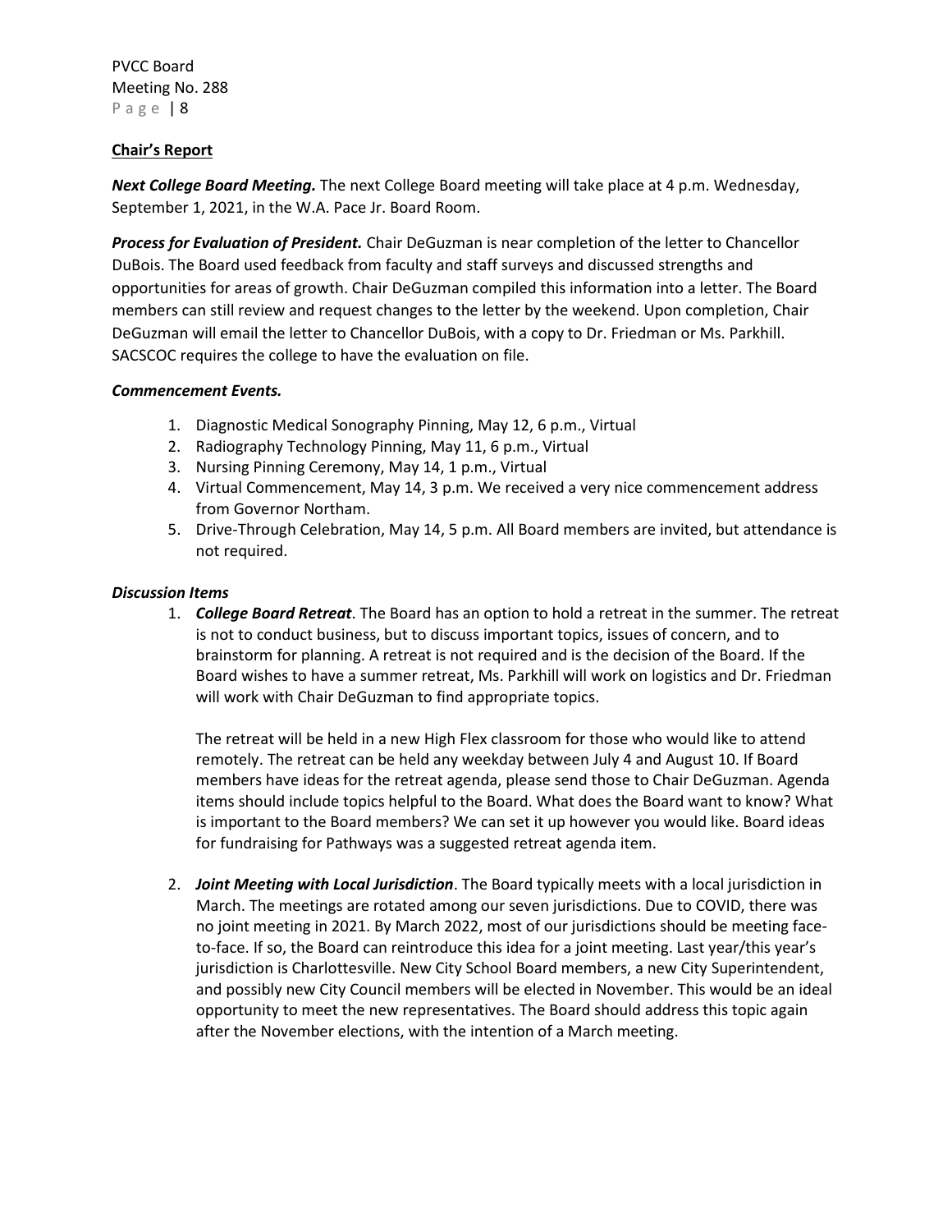## Chair's Report

***Next College Board Meeting.*** The next College Board meeting will take place at 4 p.m. Wednesday, September 1, 2021, in the W.A. Pace Jr. Board Room.

***Process for Evaluation of President.*** Chair DeGuzman is near completion of the letter to Chancellor DuBois. The Board used feedback from faculty and staff surveys and discussed strengths and opportunities for areas of growth. Chair DeGuzman compiled this information into a letter. The Board members can still review and request changes to the letter by the weekend. Upon completion, Chair DeGuzman will email the letter to Chancellor DuBois, with a copy to Dr. Friedman or Ms. Parkhill. SACSCOC requires the college to have the evaluation on file.

***Commencement Events.***

1. Diagnostic Medical Sonography Pinning, May 12, 6 p.m., Virtual
2. Radiography Technology Pinning, May 11, 6 p.m., Virtual
3. Nursing Pinning Ceremony, May 14, 1 p.m., Virtual
4. Virtual Commencement, May 14, 3 p.m. We received a very nice commencement address from Governor Northam.
5. Drive-Through Celebration, May 14, 5 p.m. All Board members are invited, but attendance is not required.

***Discussion Items***

1. ***College Board Retreat***. The Board has an option to hold a retreat in the summer. The retreat is not to conduct business, but to discuss important topics, issues of concern, and to brainstorm for planning. A retreat is not required and is the decision of the Board. If the Board wishes to have a summer retreat, Ms. Parkhill will work on logistics and Dr. Friedman will work with Chair DeGuzman to find appropriate topics.

   The retreat will be held in a new High Flex classroom for those who would like to attend remotely. The retreat can be held any weekday between July 4 and August 10. If Board members have ideas for the retreat agenda, please send those to Chair DeGuzman. Agenda items should include topics helpful to the Board. What does the Board want to know? What is important to the Board members? We can set it up however you would like. Board ideas for fundraising for Pathways was a suggested retreat agenda item.

2. ***Joint Meeting with Local Jurisdiction***. The Board typically meets with a local jurisdiction in March. The meetings are rotated among our seven jurisdictions. Due to COVID, there was no joint meeting in 2021. By March 2022, most of our jurisdictions should be meeting face-to-face. If so, the Board can reintroduce this idea for a joint meeting. Last year/this year's jurisdiction is Charlottesville. New City School Board members, a new City Superintendent, and possibly new City Council members will be elected in November. This would be an ideal opportunity to meet the new representatives. The Board should address this topic again after the November elections, with the intention of a March meeting.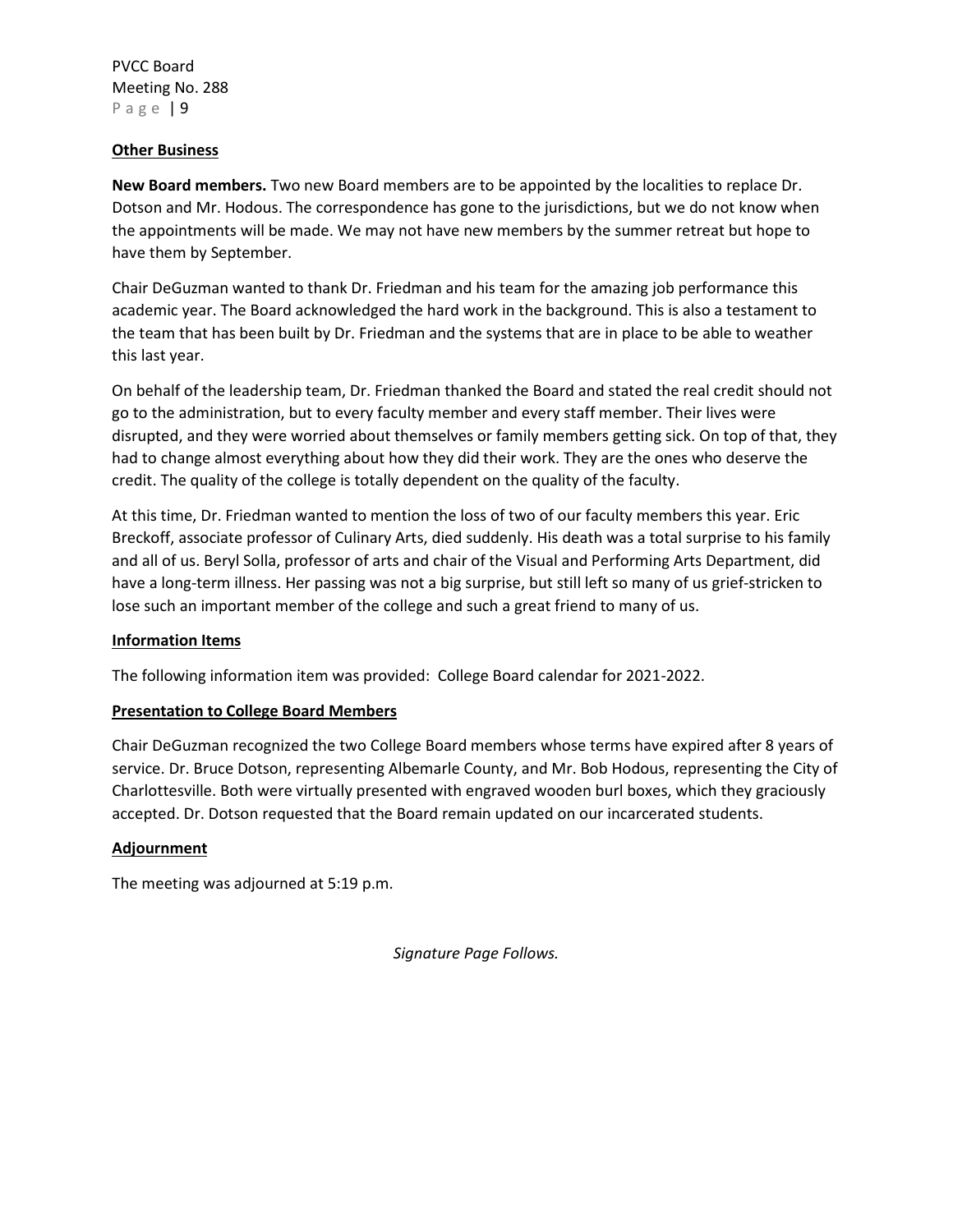## Other Business

**New Board members.** Two new Board members are to be appointed by the localities to replace Dr. Dotson and Mr. Hodous. The correspondence has gone to the jurisdictions, but we do not know when the appointments will be made. We may not have new members by the summer retreat but hope to have them by September.

Chair DeGuzman wanted to thank Dr. Friedman and his team for the amazing job performance this academic year. The Board acknowledged the hard work in the background. This is also a testament to the team that has been built by Dr. Friedman and the systems that are in place to be able to weather this last year.

On behalf of the leadership team, Dr. Friedman thanked the Board and stated the real credit should not go to the administration, but to every faculty member and every staff member. Their lives were disrupted, and they were worried about themselves or family members getting sick. On top of that, they had to change almost everything about how they did their work. They are the ones who deserve the credit. The quality of the college is totally dependent on the quality of the faculty.

At this time, Dr. Friedman wanted to mention the loss of two of our faculty members this year. Eric Breckoff, associate professor of Culinary Arts, died suddenly. His death was a total surprise to his family and all of us. Beryl Solla, professor of arts and chair of the Visual and Performing Arts Department, did have a long-term illness. Her passing was not a big surprise, but still left so many of us grief-stricken to lose such an important member of the college and such a great friend to many of us.

## Information Items

The following information item was provided: College Board calendar for 2021-2022.

## Presentation to College Board Members

Chair DeGuzman recognized the two College Board members whose terms have expired after 8 years of service. Dr. Bruce Dotson, representing Albemarle County, and Mr. Bob Hodous, representing the City of Charlottesville. Both were virtually presented with engraved wooden burl boxes, which they graciously accepted. Dr. Dotson requested that the Board remain updated on our incarcerated students.

## Adjournment

The meeting was adjourned at 5:19 p.m.

*Signature Page Follows.*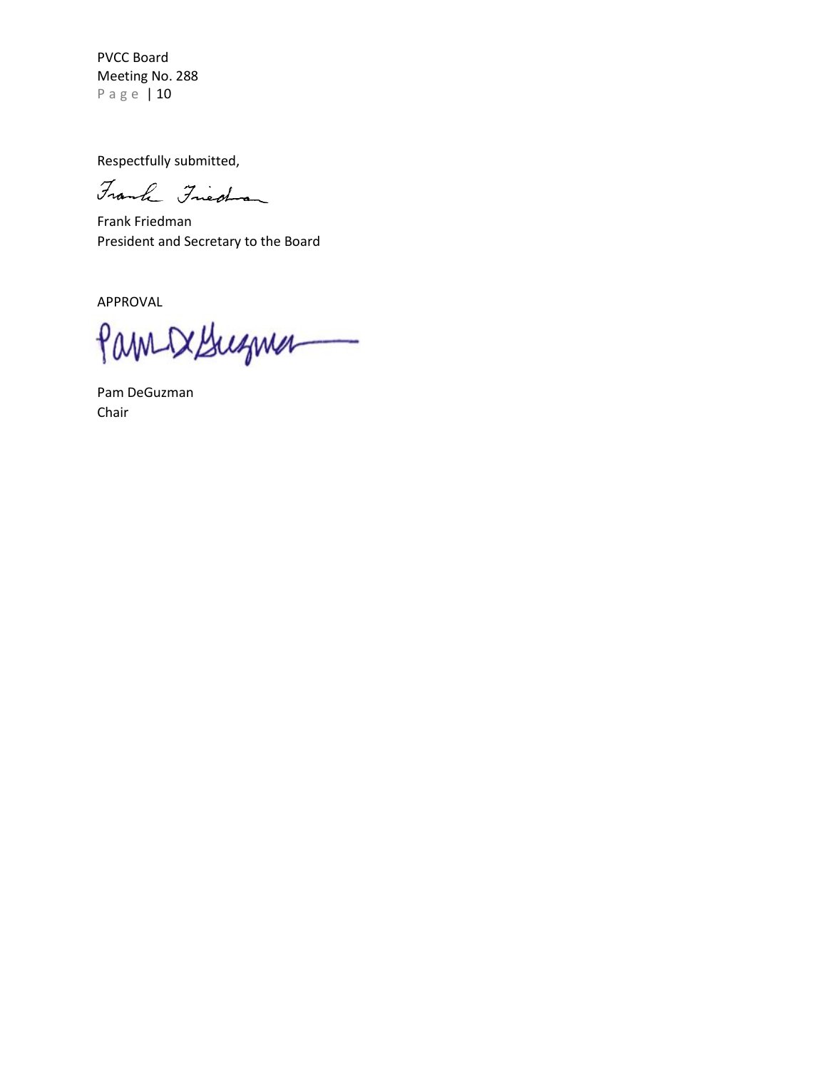Respectfully submitted,

Frank Friedman
President and Secretary to the Board

APPROVAL

Pam DeGuzman
Chair